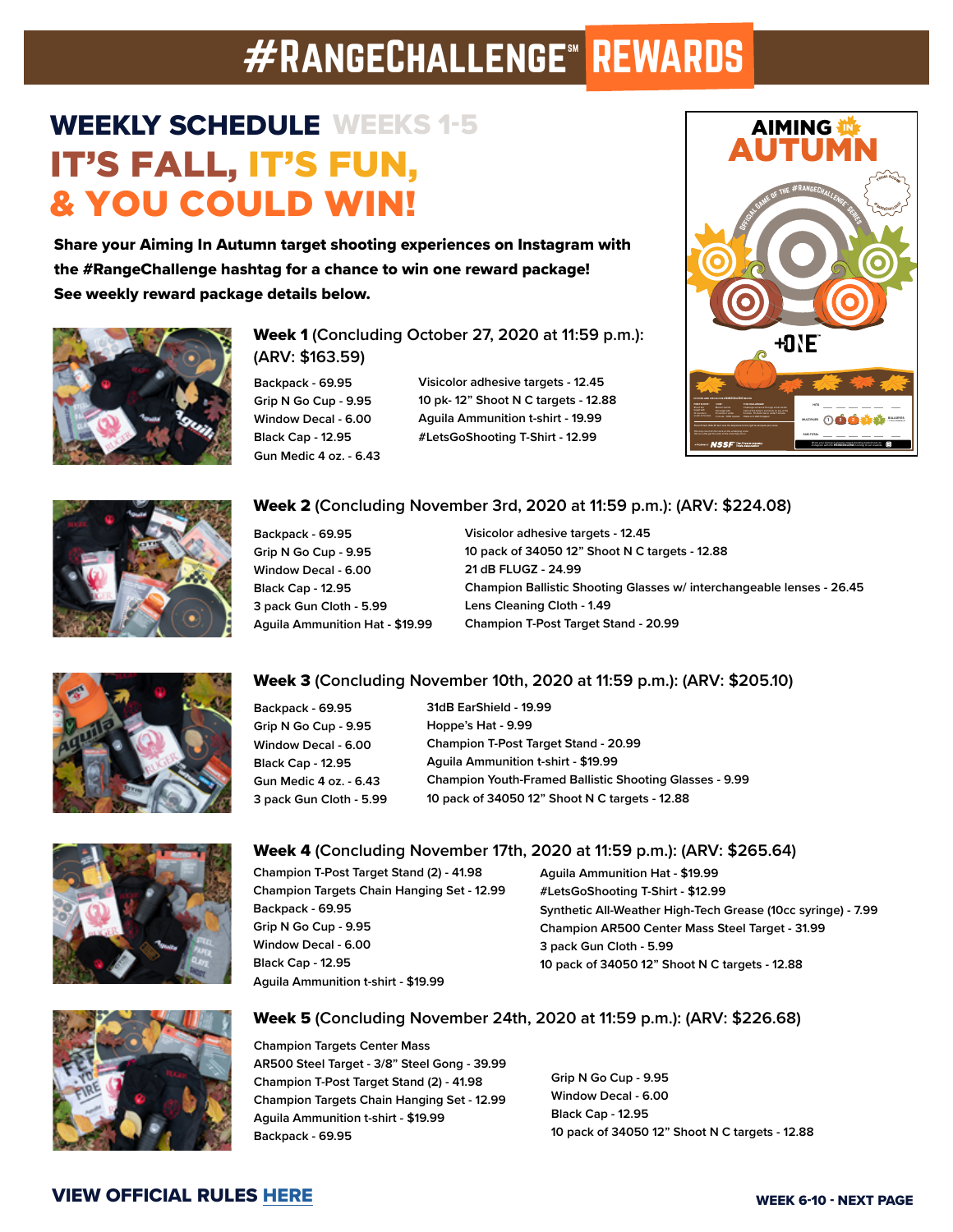# #RANGECHALLENGE℠ REWARDS

## WEEKLY SCHEDULE WEEKS 1-5

## IT'S FALL, IT'S FUN, & YOU COULD WIN!

**Share your Aiming In Autumn target shooting experiences on Instagram with the #RangeChallenge hashtag for a chance to win one reward package! See weekly reward package details below.**

### Week 1 (Concluding October 27, 2020 at 11:59 p.m.): (ARV: $163.59)

- Backpack - 69.95
- Grip N Go Cup - 9.95
- Window Decal - 6.00
- Black Cap - 12.95
- Gun Medic 4 oz. - 6.43
- Visicolor adhesive targets - 12.45
- 10 pk- 12" Shoot N C targets - 12.88
- Aguila Ammunition t-shirt - 19.99
- #LetsGoShooting T-Shirt - 12.99

### Week 2 (Concluding November 3rd, 2020 at 11:59 p.m.): (ARV: $224.08)

- Backpack - 69.95
- Grip N Go Cup - 9.95
- Window Decal - 6.00
- Black Cap - 12.95
- 3 pack Gun Cloth - 5.99
- Aguila Ammunition Hat - $19.99
- Visicolor adhesive targets - 12.45
- 10 pack of 34050 12" Shoot N C targets - 12.88
- 21 dB FLUGZ - 24.99
- Champion Ballistic Shooting Glasses w/ interchangeable lenses - 26.45
- Lens Cleaning Cloth - 1.49
- Champion T-Post Target Stand - 20.99

### Week 3 (Concluding November 10th, 2020 at 11:59 p.m.): (ARV: $205.10)

- Backpack - 69.95
- Grip N Go Cup - 9.95
- Window Decal - 6.00
- Black Cap - 12.95
- Gun Medic 4 oz. - 6.43
- 3 pack Gun Cloth - 5.99
- 31dB EarShield - 19.99
- Hoppe's Hat - 9.99
- Champion T-Post Target Stand - 20.99
- Aguila Ammunition t-shirt - $19.99
- Champion Youth-Framed Ballistic Shooting Glasses - 9.99
- 10 pack of 34050 12" Shoot N C targets - 12.88

### Week 4 (Concluding November 17th, 2020 at 11:59 p.m.): (ARV: $265.64)

- Champion T-Post Target Stand (2) - 41.98
- Champion Targets Chain Hanging Set - 12.99
- Backpack - 69.95
- Grip N Go Cup - 9.95
- Window Decal - 6.00
- Black Cap - 12.95
- Aguila Ammunition t-shirt - $19.99
- Aguila Ammunition Hat - $19.99
- #LetsGoShooting T-Shirt - $12.99
- Synthetic All-Weather High-Tech Grease (10cc syringe) - 7.99
- Champion AR500 Center Mass Steel Target - 31.99
- 3 pack Gun Cloth - 5.99
- 10 pack of 34050 12" Shoot N C targets - 12.88

### Week 5 (Concluding November 24th, 2020 at 11:59 p.m.): (ARV: $226.68)

- Champion Targets Center Mass AR500 Steel Target - 3/8" Steel Gong - 39.99
- Champion T-Post Target Stand (2) - 41.98
- Champion Targets Chain Hanging Set - 12.99
- Aguila Ammunition t-shirt - $19.99
- Backpack - 69.95
- Grip N Go Cup - 9.95
- Window Decal - 6.00
- Black Cap - 12.95
- 10 pack of 34050 12" Shoot N C targets - 12.88

**VIEW OFFICIAL RULES HERE**

**WEEK 6-10 - NEXT PAGE**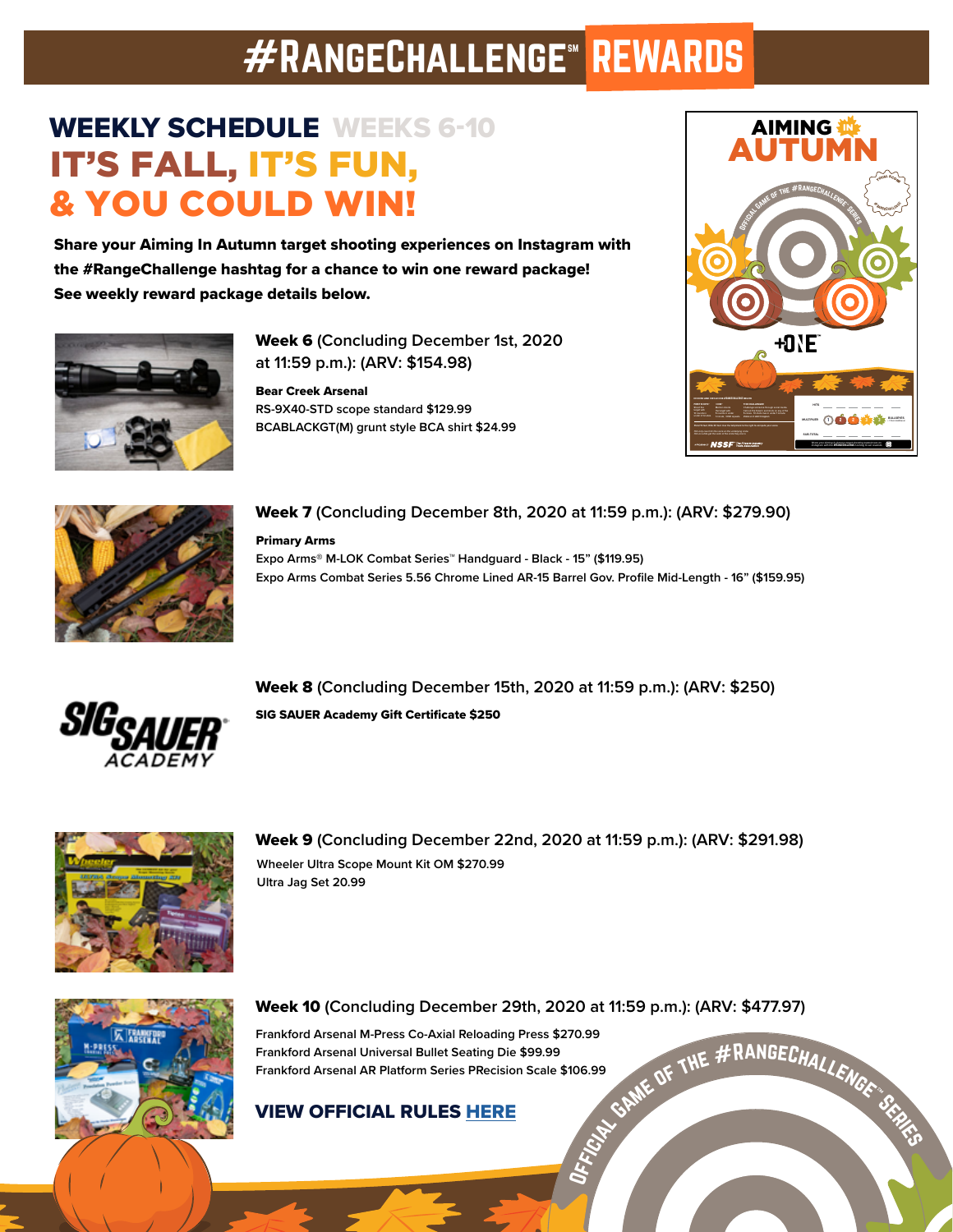#RANGECHALLENGE℠ REWARDS

## WEEKLY SCHEDULE WEEKS 6-10

# IT'S FALL, IT'S FUN, & YOU COULD WIN!

**Share your Aiming In Autumn target shooting experiences on Instagram with the #RangeChallenge hashtag for a chance to win one reward package! See weekly reward package details below.**

**Week 6** (Concluding December 1st, 2020 at 11:59 p.m.): (ARV: $154.98)

**Bear Creek Arsenal**
RS-9X40-STD scope standard $129.99
BCABLACKGT(M) grunt style BCA shirt $24.99

**Week 7** (Concluding December 8th, 2020 at 11:59 p.m.): (ARV: $279.90)

**Primary Arms**
Expo Arms® M-LOK Combat Series™ Handguard - Black - 15" ($119.95)
Expo Arms Combat Series 5.56 Chrome Lined AR-15 Barrel Gov. Profile Mid-Length - 16" ($159.95)

**Week 8** (Concluding December 15th, 2020 at 11:59 p.m.): (ARV: $250)

**SIG SAUER Academy Gift Certificate $250**

**Week 9** (Concluding December 22nd, 2020 at 11:59 p.m.): (ARV: $291.98)

Wheeler Ultra Scope Mount Kit OM $270.99
Ultra Jag Set 20.99

**Week 10** (Concluding December 29th, 2020 at 11:59 p.m.): (ARV: $477.97)

Frankford Arsenal M-Press Co-Axial Reloading Press $270.99
Frankford Arsenal Universal Bullet Seating Die $99.99
Frankford Arsenal AR Platform Series PRecision Scale $106.99

**VIEW OFFICIAL RULES HERE**